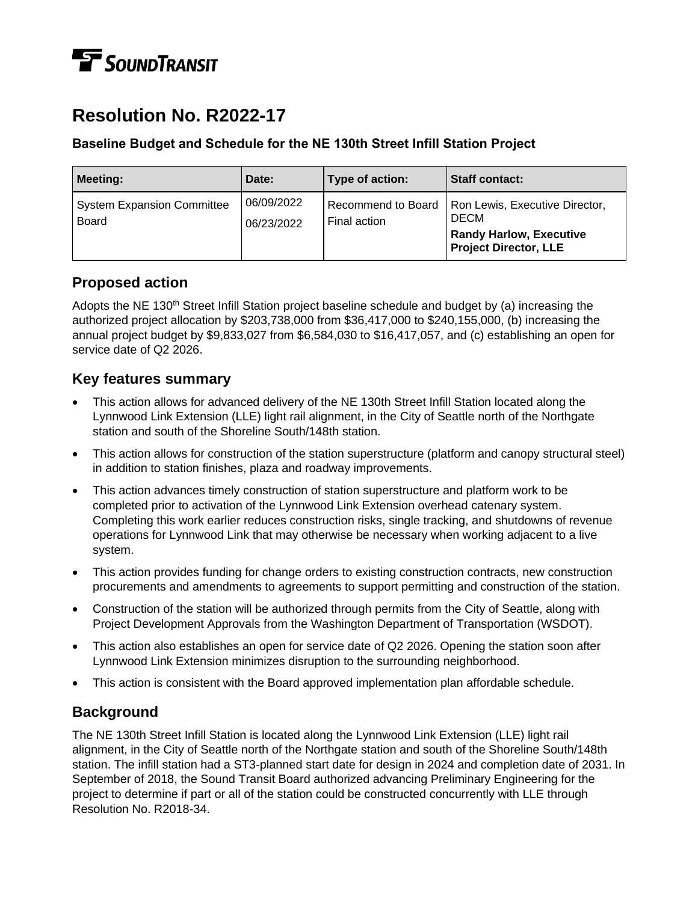SOUNDTRANSIT

# Resolution No. R2022-17

### Baseline Budget and Schedule for the NE 130th Street Infill Station Project

| Meeting: | Date: | Type of action: | Staff contact: |
| --- | --- | --- | --- |
| System Expansion Committee<br>Board | 06/09/2022<br>06/23/2022 | Recommend to Board<br>Final action | Ron Lewis, Executive Director, DECM<br>**Randy Harlow, Executive Project Director, LLE** |

## Proposed action

Adopts the NE 130th Street Infill Station project baseline schedule and budget by (a) increasing the authorized project allocation by $203,738,000 from $36,417,000 to $240,155,000, (b) increasing the annual project budget by $9,833,027 from $6,584,030 to $16,417,057, and (c) establishing an open for service date of Q2 2026.

## Key features summary

- This action allows for advanced delivery of the NE 130th Street Infill Station located along the Lynnwood Link Extension (LLE) light rail alignment, in the City of Seattle north of the Northgate station and south of the Shoreline South/148th station.
- This action allows for construction of the station superstructure (platform and canopy structural steel) in addition to station finishes, plaza and roadway improvements.
- This action advances timely construction of station superstructure and platform work to be completed prior to activation of the Lynnwood Link Extension overhead catenary system. Completing this work earlier reduces construction risks, single tracking, and shutdowns of revenue operations for Lynnwood Link that may otherwise be necessary when working adjacent to a live system.
- This action provides funding for change orders to existing construction contracts, new construction procurements and amendments to agreements to support permitting and construction of the station.
- Construction of the station will be authorized through permits from the City of Seattle, along with Project Development Approvals from the Washington Department of Transportation (WSDOT).
- This action also establishes an open for service date of Q2 2026. Opening the station soon after Lynnwood Link Extension minimizes disruption to the surrounding neighborhood.
- This action is consistent with the Board approved implementation plan affordable schedule.

## Background

The NE 130th Street Infill Station is located along the Lynnwood Link Extension (LLE) light rail alignment, in the City of Seattle north of the Northgate station and south of the Shoreline South/148th station. The infill station had a ST3-planned start date for design in 2024 and completion date of 2031. In September of 2018, the Sound Transit Board authorized advancing Preliminary Engineering for the project to determine if part or all of the station could be constructed concurrently with LLE through Resolution No. R2018-34.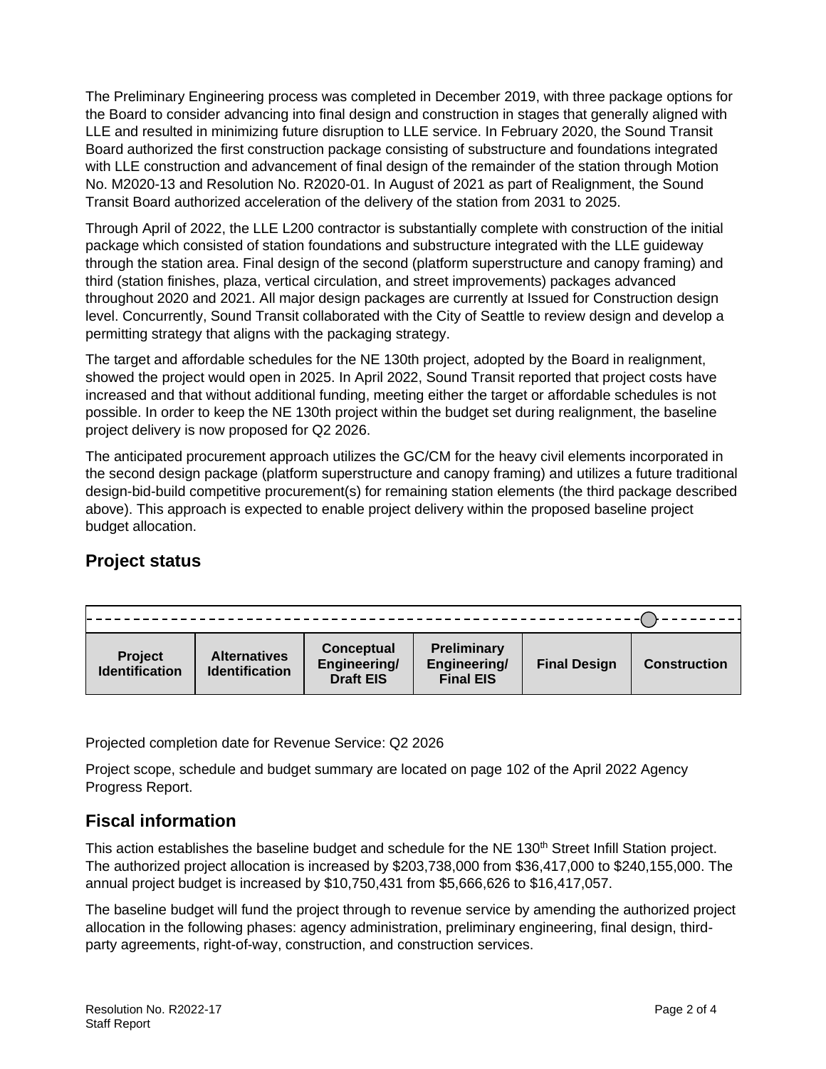The Preliminary Engineering process was completed in December 2019, with three package options for the Board to consider advancing into final design and construction in stages that generally aligned with LLE and resulted in minimizing future disruption to LLE service. In February 2020, the Sound Transit Board authorized the first construction package consisting of substructure and foundations integrated with LLE construction and advancement of final design of the remainder of the station through Motion No. M2020-13 and Resolution No. R2020-01. In August of 2021 as part of Realignment, the Sound Transit Board authorized acceleration of the delivery of the station from 2031 to 2025.

Through April of 2022, the LLE L200 contractor is substantially complete with construction of the initial package which consisted of station foundations and substructure integrated with the LLE guideway through the station area. Final design of the second (platform superstructure and canopy framing) and third (station finishes, plaza, vertical circulation, and street improvements) packages advanced throughout 2020 and 2021. All major design packages are currently at Issued for Construction design level. Concurrently, Sound Transit collaborated with the City of Seattle to review design and develop a permitting strategy that aligns with the packaging strategy.

The target and affordable schedules for the NE 130th project, adopted by the Board in realignment, showed the project would open in 2025. In April 2022, Sound Transit reported that project costs have increased and that without additional funding, meeting either the target or affordable schedules is not possible. In order to keep the NE 130th project within the budget set during realignment, the baseline project delivery is now proposed for Q2 2026.

The anticipated procurement approach utilizes the GC/CM for the heavy civil elements incorporated in the second design package (platform superstructure and canopy framing) and utilizes a future traditional design-bid-build competitive procurement(s) for remaining station elements (the third package described above). This approach is expected to enable project delivery within the proposed baseline project budget allocation.

## Project status

Project Identification | Alternatives Identification | Conceptual Engineering/ Draft EIS | Preliminary Engineering/ Final EIS | Final Design | Construction

Projected completion date for Revenue Service: Q2 2026

Project scope, schedule and budget summary are located on page 102 of the April 2022 Agency Progress Report.

## Fiscal information

This action establishes the baseline budget and schedule for the NE 130th Street Infill Station project. The authorized project allocation is increased by $203,738,000 from $36,417,000 to $240,155,000. The annual project budget is increased by $10,750,431 from $5,666,626 to $16,417,057.

The baseline budget will fund the project through to revenue service by amending the authorized project allocation in the following phases: agency administration, preliminary engineering, final design, third-party agreements, right-of-way, construction, and construction services.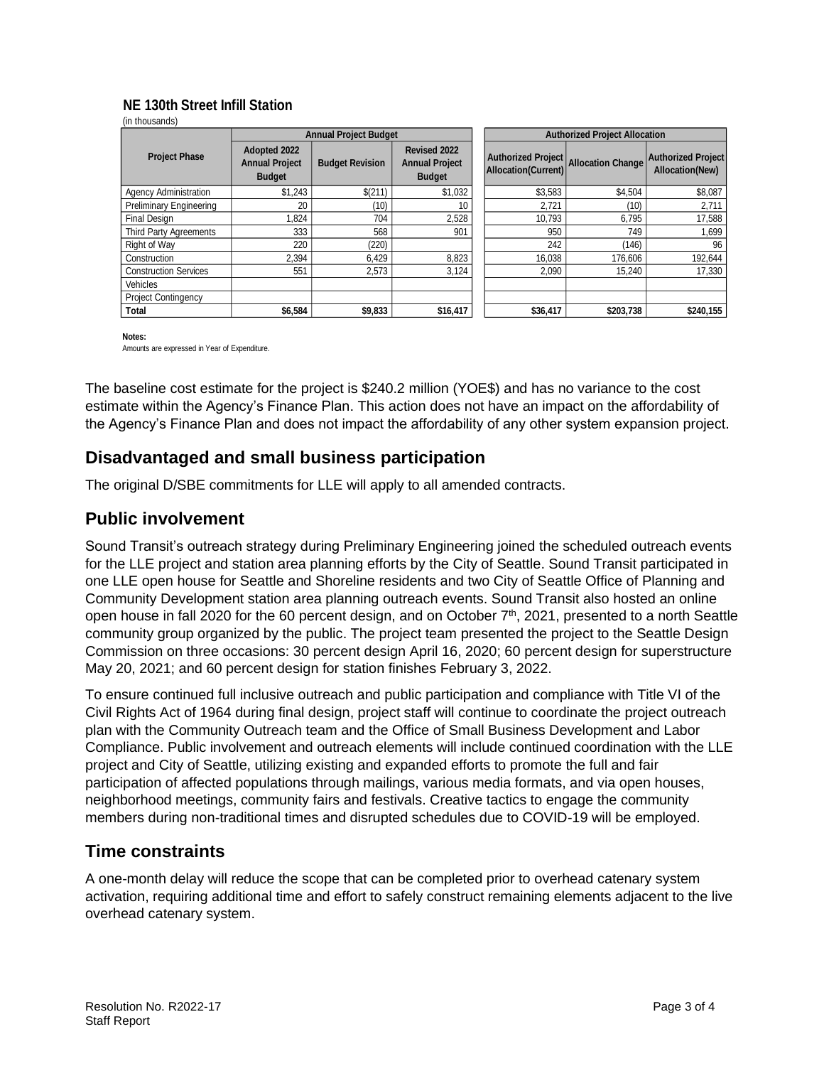### NE 130th Street Infill Station

(in thousands)

| Project Phase | Annual Project Budget | | | Authorized Project Allocation | | |
|---|---|---|---|---|---|---|
| | Adopted 2022 Annual Project Budget | Budget Revision | Revised 2022 Annual Project Budget | Authorized Project Allocation(Current) | Allocation Change | Authorized Project Allocation(New) |
| Agency Administration | $1,243 | $(211) | $1,032 | $3,583 | $4,504 | $8,087 |
| Preliminary Engineering | 20 | (10) | 10 | 2,721 | (10) | 2,711 |
| Final Design | 1,824 | 704 | 2,528 | 10,793 | 6,795 | 17,588 |
| Third Party Agreements | 333 | 568 | 901 | 950 | 749 | 1,699 |
| Right of Way | 220 | (220) | | 242 | (146) | 96 |
| Construction | 2,394 | 6,429 | 8,823 | 16,038 | 176,606 | 192,644 |
| Construction Services | 551 | 2,573 | 3,124 | 2,090 | 15,240 | 17,330 |
| Vehicles | | | | | | |
| Project Contingency | | | | | | |
| **Total** | **$6,584** | **$9,833** | **$16,417** | **$36,417** | **$203,738** | **$240,155** |

**Notes:**
Amounts are expressed in Year of Expenditure.

The baseline cost estimate for the project is $240.2 million (YOE$) and has no variance to the cost estimate within the Agency's Finance Plan. This action does not have an impact on the affordability of the Agency's Finance Plan and does not impact the affordability of any other system expansion project.

## Disadvantaged and small business participation

The original D/SBE commitments for LLE will apply to all amended contracts.

## Public involvement

Sound Transit's outreach strategy during Preliminary Engineering joined the scheduled outreach events for the LLE project and station area planning efforts by the City of Seattle. Sound Transit participated in one LLE open house for Seattle and Shoreline residents and two City of Seattle Office of Planning and Community Development station area planning outreach events. Sound Transit also hosted an online open house in fall 2020 for the 60 percent design, and on October 7th, 2021, presented to a north Seattle community group organized by the public. The project team presented the project to the Seattle Design Commission on three occasions: 30 percent design April 16, 2020; 60 percent design for superstructure May 20, 2021; and 60 percent design for station finishes February 3, 2022.

To ensure continued full inclusive outreach and public participation and compliance with Title VI of the Civil Rights Act of 1964 during final design, project staff will continue to coordinate the project outreach plan with the Community Outreach team and the Office of Small Business Development and Labor Compliance. Public involvement and outreach elements will include continued coordination with the LLE project and City of Seattle, utilizing existing and expanded efforts to promote the full and fair participation of affected populations through mailings, various media formats, and via open houses, neighborhood meetings, community fairs and festivals. Creative tactics to engage the community members during non-traditional times and disrupted schedules due to COVID-19 will be employed.

## Time constraints

A one-month delay will reduce the scope that can be completed prior to overhead catenary system activation, requiring additional time and effort to safely construct remaining elements adjacent to the live overhead catenary system.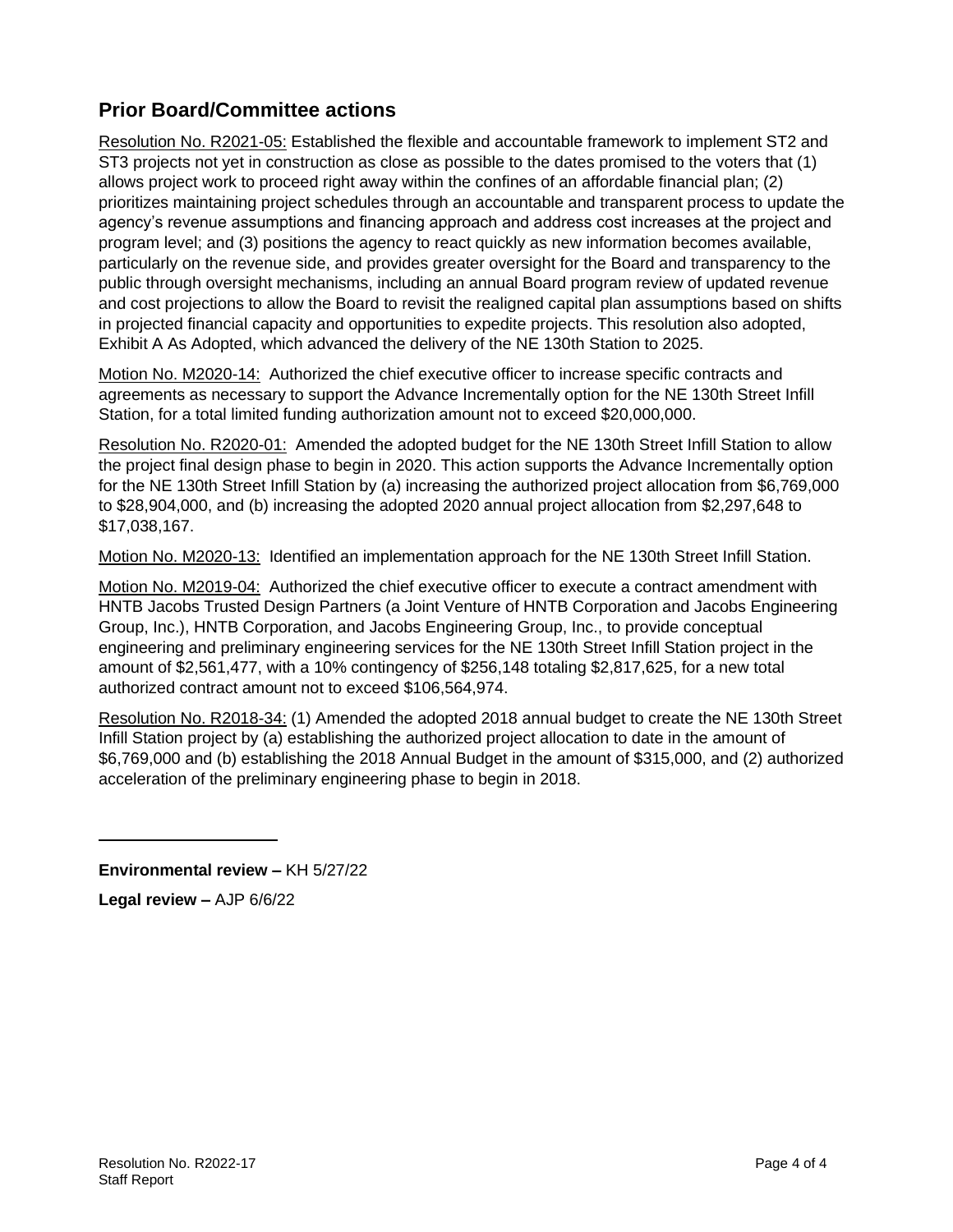## Prior Board/Committee actions

Resolution No. R2021-05: Established the flexible and accountable framework to implement ST2 and ST3 projects not yet in construction as close as possible to the dates promised to the voters that (1) allows project work to proceed right away within the confines of an affordable financial plan; (2) prioritizes maintaining project schedules through an accountable and transparent process to update the agency's revenue assumptions and financing approach and address cost increases at the project and program level; and (3) positions the agency to react quickly as new information becomes available, particularly on the revenue side, and provides greater oversight for the Board and transparency to the public through oversight mechanisms, including an annual Board program review of updated revenue and cost projections to allow the Board to revisit the realigned capital plan assumptions based on shifts in projected financial capacity and opportunities to expedite projects. This resolution also adopted, Exhibit A As Adopted, which advanced the delivery of the NE 130th Station to 2025.

Motion No. M2020-14: Authorized the chief executive officer to increase specific contracts and agreements as necessary to support the Advance Incrementally option for the NE 130th Street Infill Station, for a total limited funding authorization amount not to exceed $20,000,000.

Resolution No. R2020-01: Amended the adopted budget for the NE 130th Street Infill Station to allow the project final design phase to begin in 2020. This action supports the Advance Incrementally option for the NE 130th Street Infill Station by (a) increasing the authorized project allocation from $6,769,000 to $28,904,000, and (b) increasing the adopted 2020 annual project allocation from $2,297,648 to $17,038,167.

Motion No. M2020-13: Identified an implementation approach for the NE 130th Street Infill Station.

Motion No. M2019-04: Authorized the chief executive officer to execute a contract amendment with HNTB Jacobs Trusted Design Partners (a Joint Venture of HNTB Corporation and Jacobs Engineering Group, Inc.), HNTB Corporation, and Jacobs Engineering Group, Inc., to provide conceptual engineering and preliminary engineering services for the NE 130th Street Infill Station project in the amount of $2,561,477, with a 10% contingency of $256,148 totaling $2,817,625, for a new total authorized contract amount not to exceed $106,564,974.

Resolution No. R2018-34: (1) Amended the adopted 2018 annual budget to create the NE 130th Street Infill Station project by (a) establishing the authorized project allocation to date in the amount of $6,769,000 and (b) establishing the 2018 Annual Budget in the amount of $315,000, and (2) authorized acceleration of the preliminary engineering phase to begin in 2018.

---

**Environmental review –** KH 5/27/22

**Legal review –** AJP 6/6/22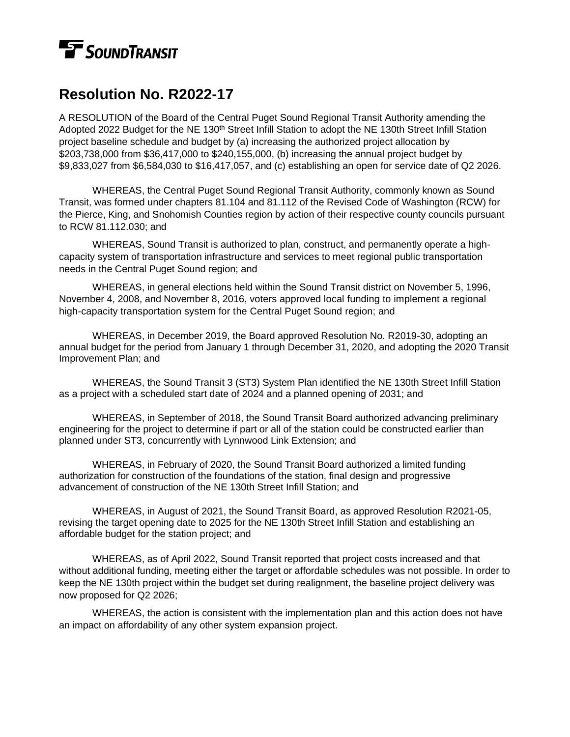SoundTransit

# Resolution No. R2022-17

A RESOLUTION of the Board of the Central Puget Sound Regional Transit Authority amending the Adopted 2022 Budget for the NE 130th Street Infill Station to adopt the NE 130th Street Infill Station project baseline schedule and budget by (a) increasing the authorized project allocation by $203,738,000 from $36,417,000 to $240,155,000, (b) increasing the annual project budget by $9,833,027 from $6,584,030 to $16,417,057, and (c) establishing an open for service date of Q2 2026.

WHEREAS, the Central Puget Sound Regional Transit Authority, commonly known as Sound Transit, was formed under chapters 81.104 and 81.112 of the Revised Code of Washington (RCW) for the Pierce, King, and Snohomish Counties region by action of their respective county councils pursuant to RCW 81.112.030; and

WHEREAS, Sound Transit is authorized to plan, construct, and permanently operate a high-capacity system of transportation infrastructure and services to meet regional public transportation needs in the Central Puget Sound region; and

WHEREAS, in general elections held within the Sound Transit district on November 5, 1996, November 4, 2008, and November 8, 2016, voters approved local funding to implement a regional high-capacity transportation system for the Central Puget Sound region; and

WHEREAS, in December 2019, the Board approved Resolution No. R2019-30, adopting an annual budget for the period from January 1 through December 31, 2020, and adopting the 2020 Transit Improvement Plan; and

WHEREAS, the Sound Transit 3 (ST3) System Plan identified the NE 130th Street Infill Station as a project with a scheduled start date of 2024 and a planned opening of 2031; and

WHEREAS, in September of 2018, the Sound Transit Board authorized advancing preliminary engineering for the project to determine if part or all of the station could be constructed earlier than planned under ST3, concurrently with Lynnwood Link Extension; and

WHEREAS, in February of 2020, the Sound Transit Board authorized a limited funding authorization for construction of the foundations of the station, final design and progressive advancement of construction of the NE 130th Street Infill Station; and

WHEREAS, in August of 2021, the Sound Transit Board, as approved Resolution R2021-05, revising the target opening date to 2025 for the NE 130th Street Infill Station and establishing an affordable budget for the station project; and

WHEREAS, as of April 2022, Sound Transit reported that project costs increased and that without additional funding, meeting either the target or affordable schedules was not possible. In order to keep the NE 130th project within the budget set during realignment, the baseline project delivery was now proposed for Q2 2026;

WHEREAS, the action is consistent with the implementation plan and this action does not have an impact on affordability of any other system expansion project.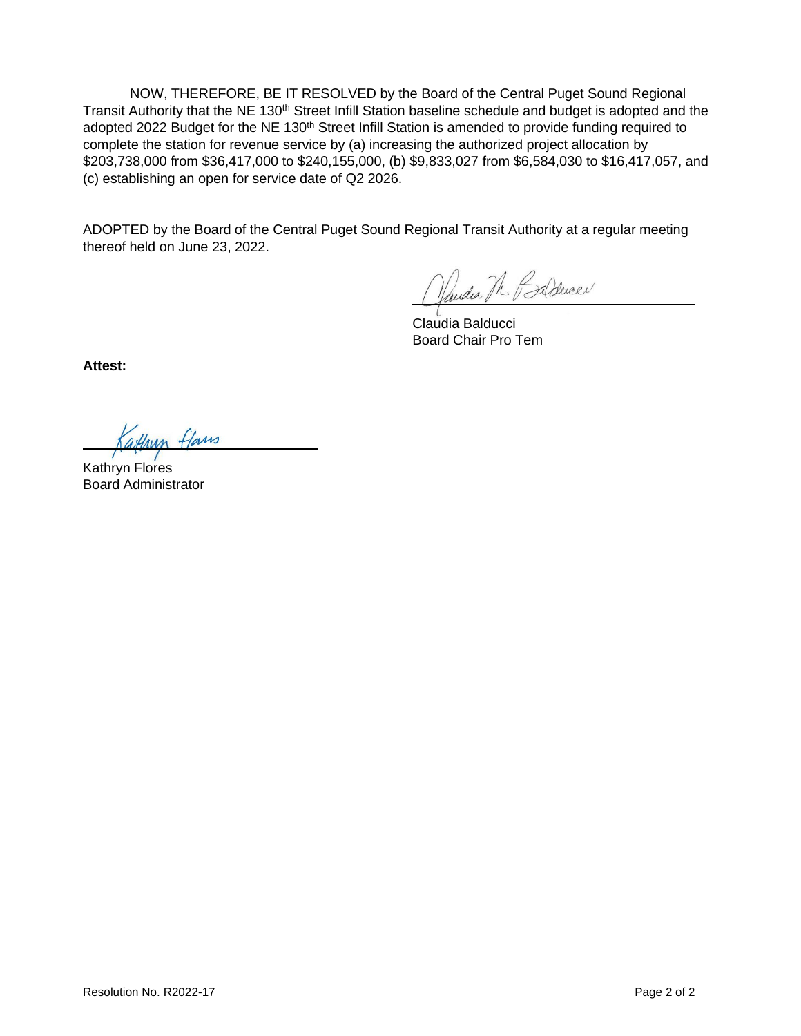NOW, THEREFORE, BE IT RESOLVED by the Board of the Central Puget Sound Regional Transit Authority that the NE 130th Street Infill Station baseline schedule and budget is adopted and the adopted 2022 Budget for the NE 130th Street Infill Station is amended to provide funding required to complete the station for revenue service by (a) increasing the authorized project allocation by $203,738,000 from $36,417,000 to $240,155,000, (b) $9,833,027 from $6,584,030 to $16,417,057, and (c) establishing an open for service date of Q2 2026.

ADOPTED by the Board of the Central Puget Sound Regional Transit Authority at a regular meeting thereof held on June 23, 2022.

Claudia Balducci
Board Chair Pro Tem

**Attest:**

Kathryn Flores
Board Administrator

Resolution No. R2022-17